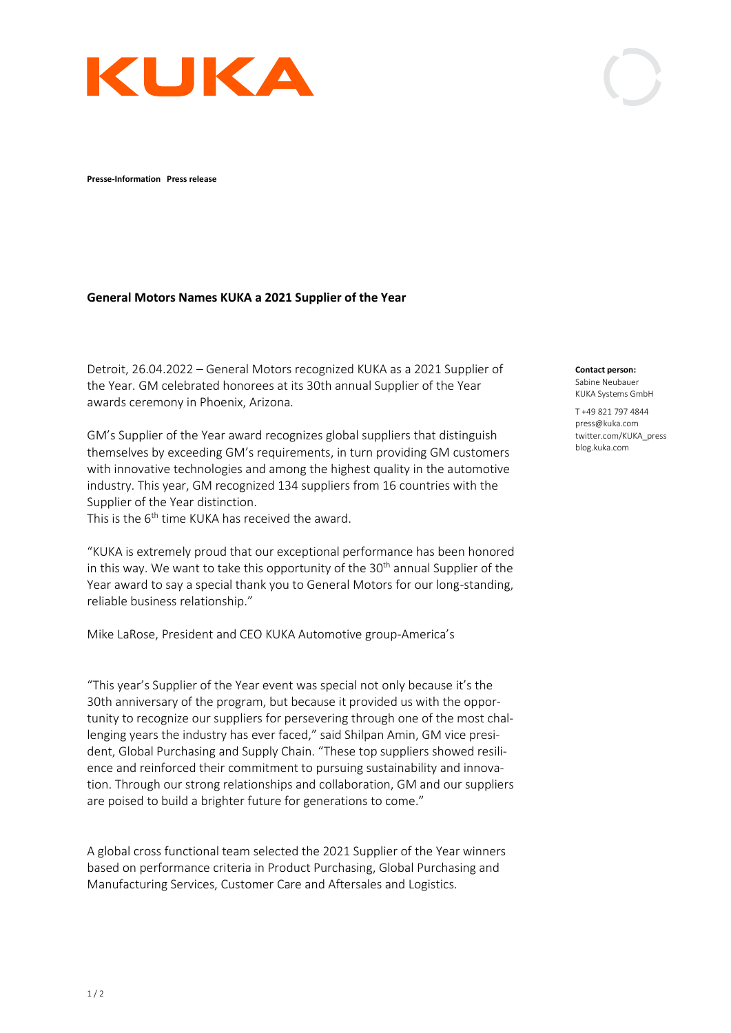**Presse-Information Press release**

# General Motors Names KUKA a 2021 Supplier of the Year

Detroit, 26.04.2022 – General Motors recognized KUKA as a 2021 Supplier of the Year. GM celebrated honorees at its 30th annual Supplier of the Year awards ceremony in Phoenix, Arizona.

GM's Supplier of the Year award recognizes global suppliers that distinguish themselves by exceeding GM's requirements, in turn providing GM customers with innovative technologies and among the highest quality in the automotive industry. This year, GM recognized 134 suppliers from 16 countries with the Supplier of the Year distinction.
This is the 6th time KUKA has received the award.

"KUKA is extremely proud that our exceptional performance has been honored in this way. We want to take this opportunity of the 30th annual Supplier of the Year award to say a special thank you to General Motors for our long-standing, reliable business relationship."

Mike LaRose, President and CEO KUKA Automotive group-America's

"This year's Supplier of the Year event was special not only because it's the 30th anniversary of the program, but because it provided us with the opportunity to recognize our suppliers for persevering through one of the most challenging years the industry has ever faced," said Shilpan Amin, GM vice president, Global Purchasing and Supply Chain. "These top suppliers showed resilience and reinforced their commitment to pursuing sustainability and innovation. Through our strong relationships and collaboration, GM and our suppliers are poised to build a brighter future for generations to come."

A global cross functional team selected the 2021 Supplier of the Year winners based on performance criteria in Product Purchasing, Global Purchasing and Manufacturing Services, Customer Care and Aftersales and Logistics.

**Contact person:**
Sabine Neubauer
KUKA Systems GmbH

T +49 821 797 4844
press@kuka.com
twitter.com/KUKA_press
blog.kuka.com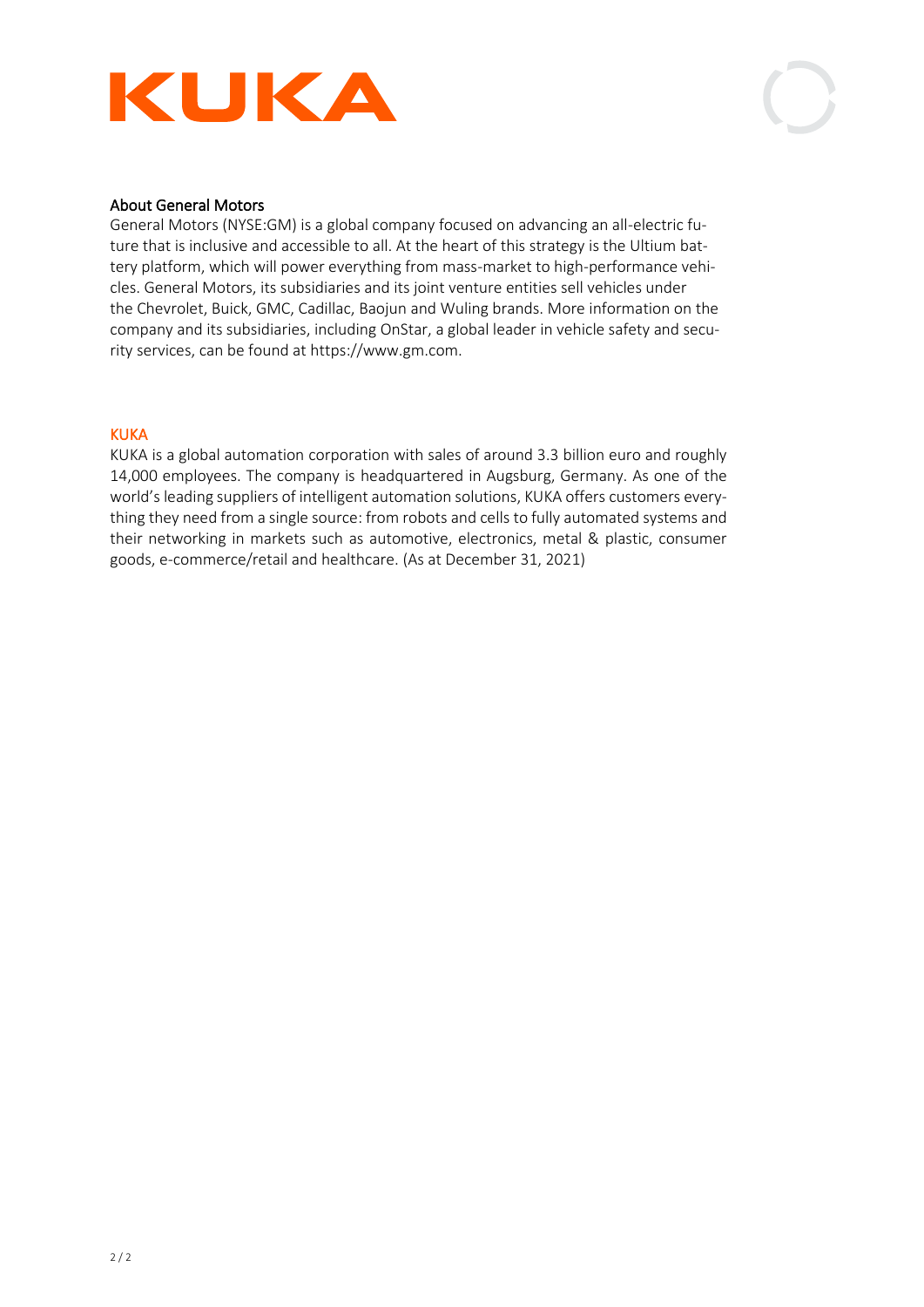### About General Motors

General Motors (NYSE:GM) is a global company focused on advancing an all-electric future that is inclusive and accessible to all. At the heart of this strategy is the Ultium battery platform, which will power everything from mass-market to high-performance vehicles. General Motors, its subsidiaries and its joint venture entities sell vehicles under the Chevrolet, Buick, GMC, Cadillac, Baojun and Wuling brands. More information on the company and its subsidiaries, including OnStar, a global leader in vehicle safety and security services, can be found at https://www.gm.com.

### KUKA

KUKA is a global automation corporation with sales of around 3.3 billion euro and roughly 14,000 employees. The company is headquartered in Augsburg, Germany. As one of the world's leading suppliers of intelligent automation solutions, KUKA offers customers everything they need from a single source: from robots and cells to fully automated systems and their networking in markets such as automotive, electronics, metal & plastic, consumer goods, e-commerce/retail and healthcare. (As at December 31, 2021)